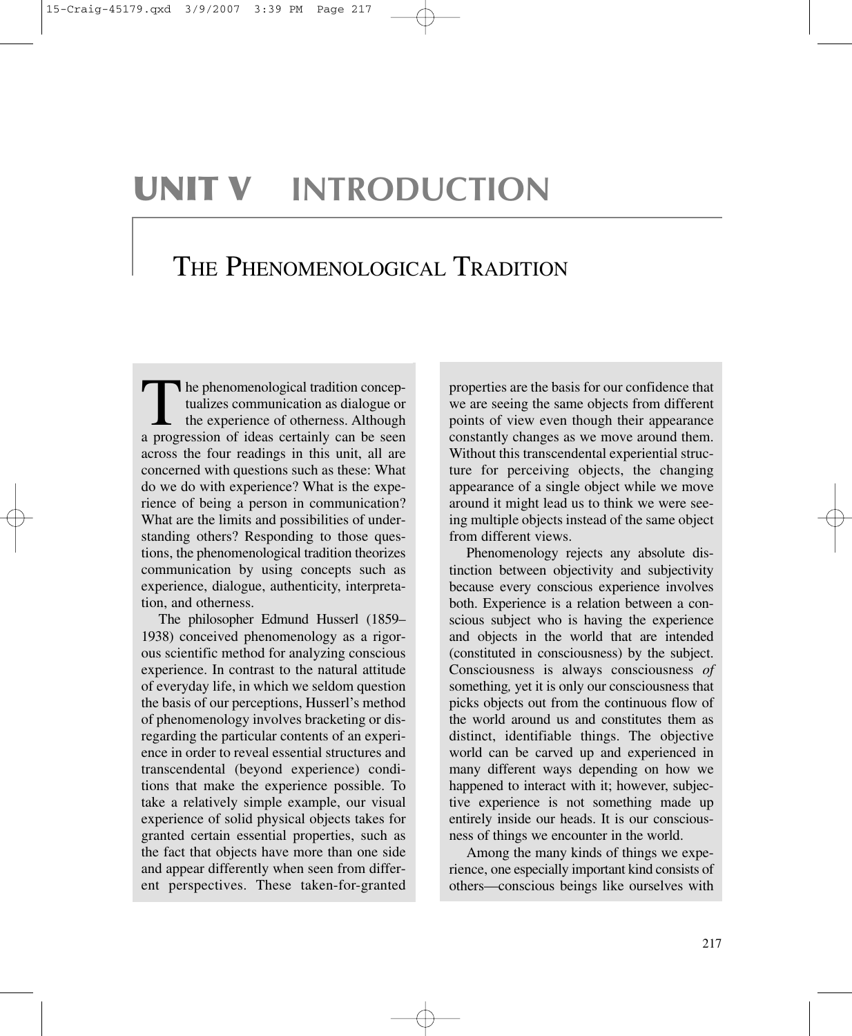# UNIT V INTRODUCTION

## THE PHENOMENOLOGICAL TRADITION

The phenomenological tradition conceptualizes communication as dialogue or the experience of otherness. Although a progression of ideas certainly can be seen across the four readings in this unit, all are concerned with questions such as these: What do we do with experience? What is the experience of being a person in communication? What are the limits and possibilities of understanding others? Responding to those questions, the phenomenological tradition theorizes communication by using concepts such as experience, dialogue, authenticity, interpretation, and otherness.

The philosopher Edmund Husserl (1859–1938) conceived phenomenology as a rigorous scientific method for analyzing conscious experience. In contrast to the natural attitude of everyday life, in which we seldom question the basis of our perceptions, Husserl's method of phenomenology involves bracketing or disregarding the particular contents of an experience in order to reveal essential structures and transcendental (beyond experience) conditions that make the experience possible. To take a relatively simple example, our visual experience of solid physical objects takes for granted certain essential properties, such as the fact that objects have more than one side and appear differently when seen from different perspectives. These taken-for-granted properties are the basis for our confidence that we are seeing the same objects from different points of view even though their appearance constantly changes as we move around them. Without this transcendental experiential structure for perceiving objects, the changing appearance of a single object while we move around it might lead us to think we were seeing multiple objects instead of the same object from different views.

Phenomenology rejects any absolute distinction between objectivity and subjectivity because every conscious experience involves both. Experience is a relation between a conscious subject who is having the experience and objects in the world that are intended (constituted in consciousness) by the subject. Consciousness is always consciousness *of* something, yet it is only our consciousness that picks objects out from the continuous flow of the world around us and constitutes them as distinct, identifiable things. The objective world can be carved up and experienced in many different ways depending on how we happened to interact with it; however, subjective experience is not something made up entirely inside our heads. It is our consciousness of things we encounter in the world.

Among the many kinds of things we experience, one especially important kind consists of others—conscious beings like ourselves with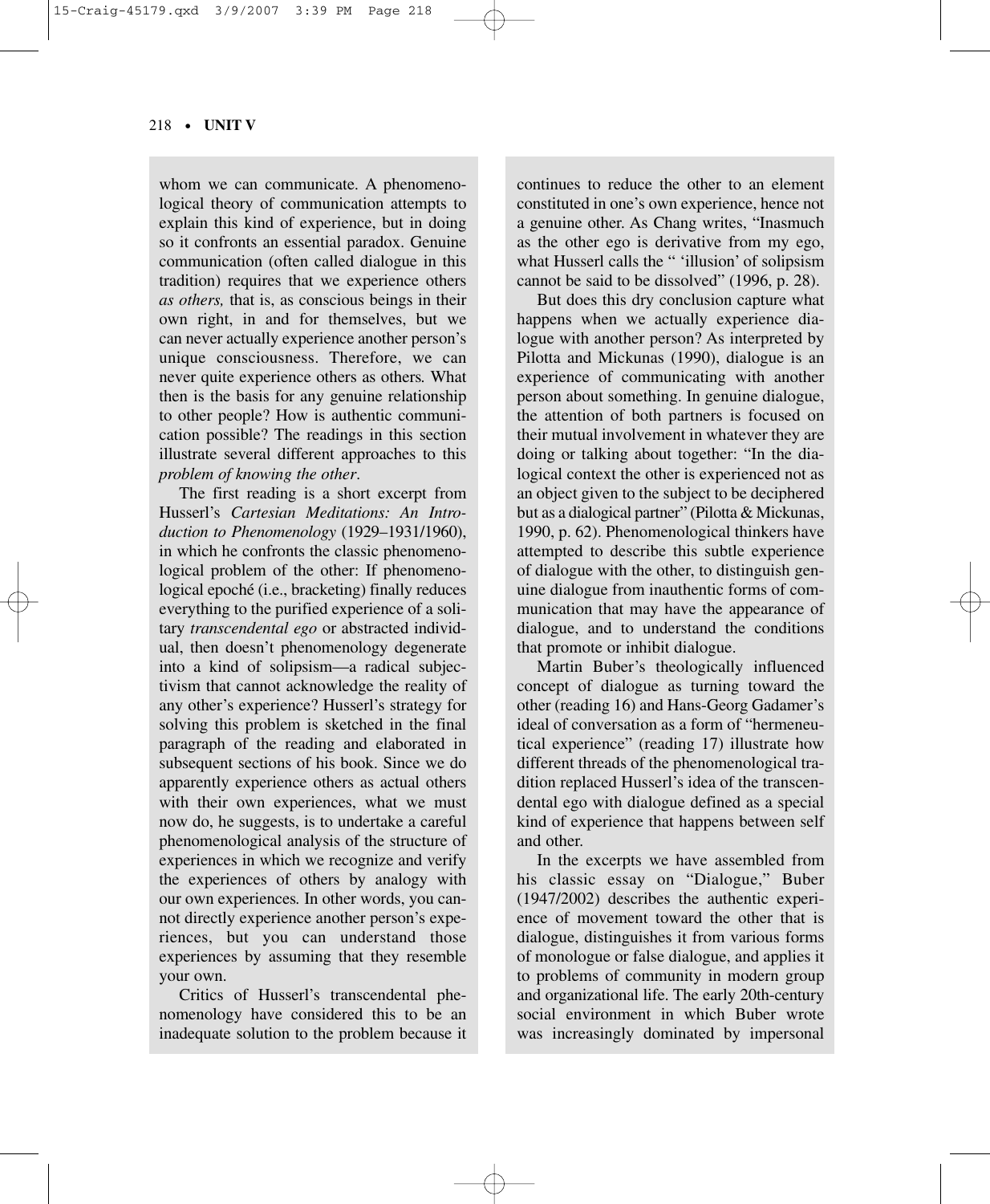whom we can communicate. A phenomenological theory of communication attempts to explain this kind of experience, but in doing so it confronts an essential paradox. Genuine communication (often called dialogue in this tradition) requires that we experience others *as others,* that is, as conscious beings in their own right, in and for themselves, but we can never actually experience another person's unique consciousness. Therefore, we can never quite experience others as others. What then is the basis for any genuine relationship to other people? How is authentic communication possible? The readings in this section illustrate several different approaches to this *problem of knowing the other*.

The first reading is a short excerpt from Husserl's *Cartesian Meditations: An Introduction to Phenomenology* (1929–1931/1960), in which he confronts the classic phenomenological problem of the other: If phenomenological epoché (i.e., bracketing) finally reduces everything to the purified experience of a solitary *transcendental ego* or abstracted individual, then doesn't phenomenology degenerate into a kind of solipsism—a radical subjectivism that cannot acknowledge the reality of any other's experience? Husserl's strategy for solving this problem is sketched in the final paragraph of the reading and elaborated in subsequent sections of his book. Since we do apparently experience others as actual others with their own experiences, what we must now do, he suggests, is to undertake a careful phenomenological analysis of the structure of experiences in which we recognize and verify the experiences of others by analogy with our own experiences. In other words, you cannot directly experience another person's experiences, but you can understand those experiences by assuming that they resemble your own.

Critics of Husserl's transcendental phenomenology have considered this to be an inadequate solution to the problem because it continues to reduce the other to an element constituted in one's own experience, hence not a genuine other. As Chang writes, "Inasmuch as the other ego is derivative from my ego, what Husserl calls the " 'illusion' of solipsism cannot be said to be dissolved" (1996, p. 28).

But does this dry conclusion capture what happens when we actually experience dialogue with another person? As interpreted by Pilotta and Mickunas (1990), dialogue is an experience of communicating with another person about something. In genuine dialogue, the attention of both partners is focused on their mutual involvement in whatever they are doing or talking about together: "In the dialogical context the other is experienced not as an object given to the subject to be deciphered but as a dialogical partner" (Pilotta & Mickunas, 1990, p. 62). Phenomenological thinkers have attempted to describe this subtle experience of dialogue with the other, to distinguish genuine dialogue from inauthentic forms of communication that may have the appearance of dialogue, and to understand the conditions that promote or inhibit dialogue.

Martin Buber's theologically influenced concept of dialogue as turning toward the other (reading 16) and Hans-Georg Gadamer's ideal of conversation as a form of "hermeneutical experience" (reading 17) illustrate how different threads of the phenomenological tradition replaced Husserl's idea of the transcendental ego with dialogue defined as a special kind of experience that happens between self and other.

In the excerpts we have assembled from his classic essay on "Dialogue," Buber (1947/2002) describes the authentic experience of movement toward the other that is dialogue, distinguishes it from various forms of monologue or false dialogue, and applies it to problems of community in modern group and organizational life. The early 20th-century social environment in which Buber wrote was increasingly dominated by impersonal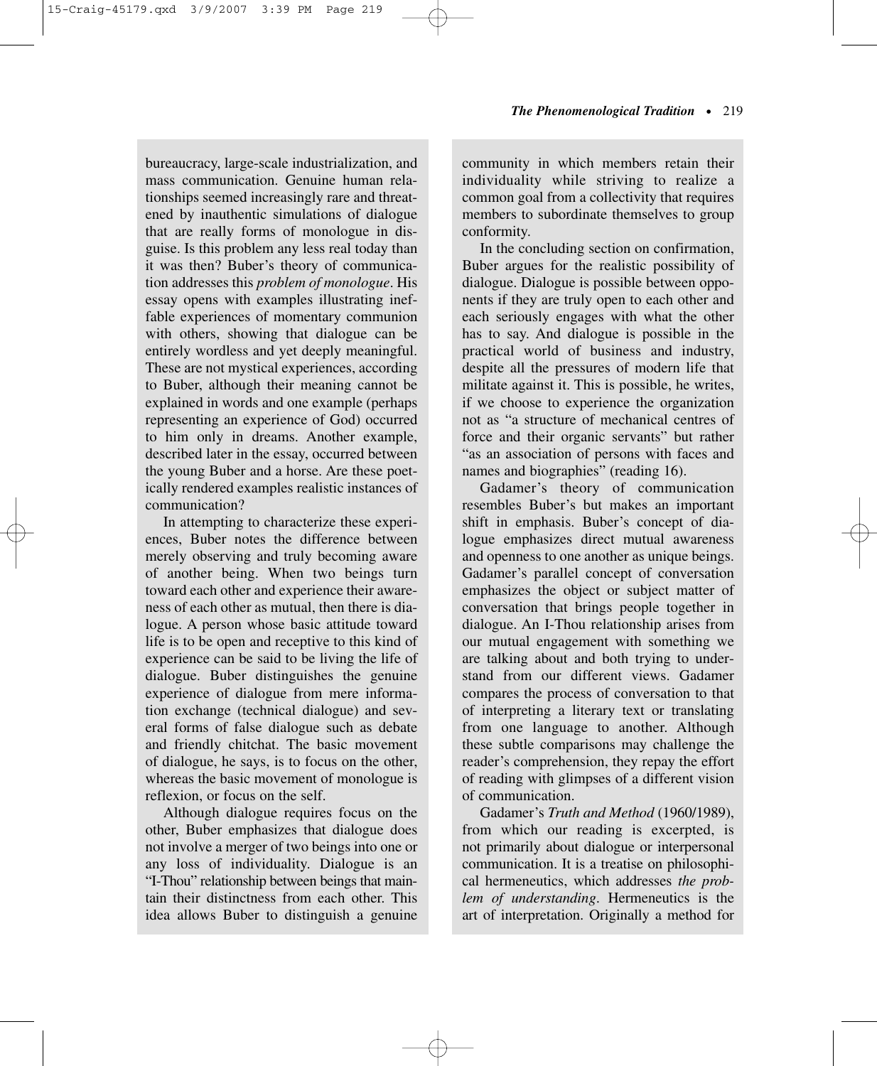bureaucracy, large-scale industrialization, and mass communication. Genuine human relationships seemed increasingly rare and threatened by inauthentic simulations of dialogue that are really forms of monologue in disguise. Is this problem any less real today than it was then? Buber's theory of communication addresses this *problem of monologue*. His essay opens with examples illustrating ineffable experiences of momentary communion with others, showing that dialogue can be entirely wordless and yet deeply meaningful. These are not mystical experiences, according to Buber, although their meaning cannot be explained in words and one example (perhaps representing an experience of God) occurred to him only in dreams. Another example, described later in the essay, occurred between the young Buber and a horse. Are these poetically rendered examples realistic instances of communication?

In attempting to characterize these experiences, Buber notes the difference between merely observing and truly becoming aware of another being. When two beings turn toward each other and experience their awareness of each other as mutual, then there is dialogue. A person whose basic attitude toward life is to be open and receptive to this kind of experience can be said to be living the life of dialogue. Buber distinguishes the genuine experience of dialogue from mere information exchange (technical dialogue) and several forms of false dialogue such as debate and friendly chitchat. The basic movement of dialogue, he says, is to focus on the other, whereas the basic movement of monologue is reflexion, or focus on the self.

Although dialogue requires focus on the other, Buber emphasizes that dialogue does not involve a merger of two beings into one or any loss of individuality. Dialogue is an "I-Thou" relationship between beings that maintain their distinctness from each other. This idea allows Buber to distinguish a genuine community in which members retain their individuality while striving to realize a common goal from a collectivity that requires members to subordinate themselves to group conformity.

In the concluding section on confirmation, Buber argues for the realistic possibility of dialogue. Dialogue is possible between opponents if they are truly open to each other and each seriously engages with what the other has to say. And dialogue is possible in the practical world of business and industry, despite all the pressures of modern life that militate against it. This is possible, he writes, if we choose to experience the organization not as "a structure of mechanical centres of force and their organic servants" but rather "as an association of persons with faces and names and biographies" (reading 16).

Gadamer's theory of communication resembles Buber's but makes an important shift in emphasis. Buber's concept of dialogue emphasizes direct mutual awareness and openness to one another as unique beings. Gadamer's parallel concept of conversation emphasizes the object or subject matter of conversation that brings people together in dialogue. An I-Thou relationship arises from our mutual engagement with something we are talking about and both trying to understand from our different views. Gadamer compares the process of conversation to that of interpreting a literary text or translating from one language to another. Although these subtle comparisons may challenge the reader's comprehension, they repay the effort of reading with glimpses of a different vision of communication.

Gadamer's *Truth and Method* (1960/1989), from which our reading is excerpted, is not primarily about dialogue or interpersonal communication. It is a treatise on philosophical hermeneutics, which addresses *the problem of understanding*. Hermeneutics is the art of interpretation. Originally a method for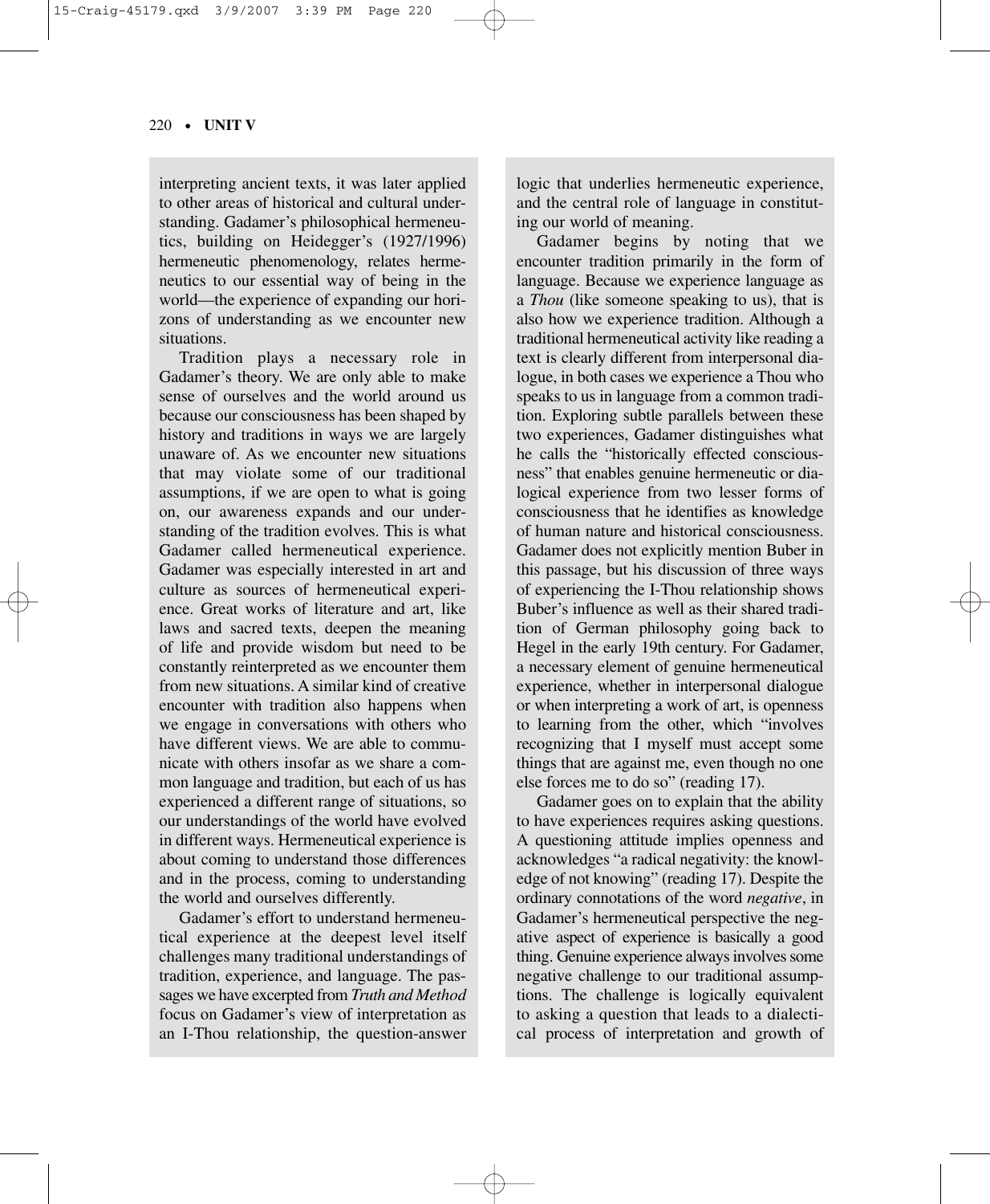interpreting ancient texts, it was later applied to other areas of historical and cultural understanding. Gadamer's philosophical hermeneutics, building on Heidegger's (1927/1996) hermeneutic phenomenology, relates hermeneutics to our essential way of being in the world—the experience of expanding our horizons of understanding as we encounter new situations.

Tradition plays a necessary role in Gadamer's theory. We are only able to make sense of ourselves and the world around us because our consciousness has been shaped by history and traditions in ways we are largely unaware of. As we encounter new situations that may violate some of our traditional assumptions, if we are open to what is going on, our awareness expands and our understanding of the tradition evolves. This is what Gadamer called hermeneutical experience. Gadamer was especially interested in art and culture as sources of hermeneutical experience. Great works of literature and art, like laws and sacred texts, deepen the meaning of life and provide wisdom but need to be constantly reinterpreted as we encounter them from new situations. A similar kind of creative encounter with tradition also happens when we engage in conversations with others who have different views. We are able to communicate with others insofar as we share a common language and tradition, but each of us has experienced a different range of situations, so our understandings of the world have evolved in different ways. Hermeneutical experience is about coming to understand those differences and in the process, coming to understanding the world and ourselves differently.

Gadamer's effort to understand hermeneutical experience at the deepest level itself challenges many traditional understandings of tradition, experience, and language. The passages we have excerpted from *Truth and Method* focus on Gadamer's view of interpretation as an I-Thou relationship, the question-answer logic that underlies hermeneutic experience, and the central role of language in constituting our world of meaning.

Gadamer begins by noting that we encounter tradition primarily in the form of language. Because we experience language as a *Thou* (like someone speaking to us), that is also how we experience tradition. Although a traditional hermeneutical activity like reading a text is clearly different from interpersonal dialogue, in both cases we experience a Thou who speaks to us in language from a common tradition. Exploring subtle parallels between these two experiences, Gadamer distinguishes what he calls the "historically effected consciousness" that enables genuine hermeneutic or dialogical experience from two lesser forms of consciousness that he identifies as knowledge of human nature and historical consciousness. Gadamer does not explicitly mention Buber in this passage, but his discussion of three ways of experiencing the I-Thou relationship shows Buber's influence as well as their shared tradition of German philosophy going back to Hegel in the early 19th century. For Gadamer, a necessary element of genuine hermeneutical experience, whether in interpersonal dialogue or when interpreting a work of art, is openness to learning from the other, which "involves recognizing that I myself must accept some things that are against me, even though no one else forces me to do so" (reading 17).

Gadamer goes on to explain that the ability to have experiences requires asking questions. A questioning attitude implies openness and acknowledges "a radical negativity: the knowledge of not knowing" (reading 17). Despite the ordinary connotations of the word *negative*, in Gadamer's hermeneutical perspective the negative aspect of experience is basically a good thing. Genuine experience always involves some negative challenge to our traditional assumptions. The challenge is logically equivalent to asking a question that leads to a dialectical process of interpretation and growth of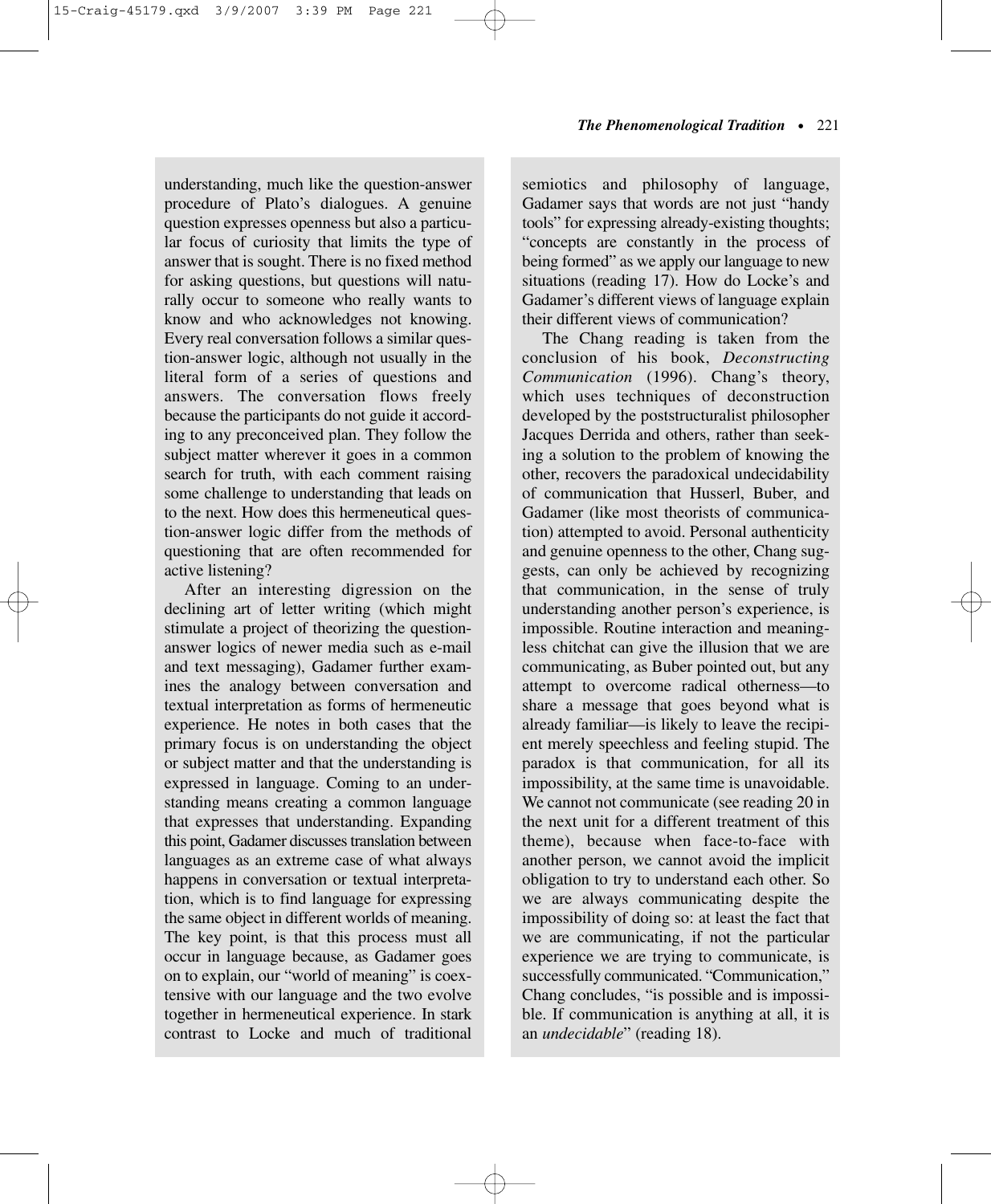understanding, much like the question-answer procedure of Plato's dialogues. A genuine question expresses openness but also a particular focus of curiosity that limits the type of answer that is sought. There is no fixed method for asking questions, but questions will naturally occur to someone who really wants to know and who acknowledges not knowing. Every real conversation follows a similar question-answer logic, although not usually in the literal form of a series of questions and answers. The conversation flows freely because the participants do not guide it according to any preconceived plan. They follow the subject matter wherever it goes in a common search for truth, with each comment raising some challenge to understanding that leads on to the next. How does this hermeneutical question-answer logic differ from the methods of questioning that are often recommended for active listening?

After an interesting digression on the declining art of letter writing (which might stimulate a project of theorizing the question-answer logics of newer media such as e-mail and text messaging), Gadamer further examines the analogy between conversation and textual interpretation as forms of hermeneutic experience. He notes in both cases that the primary focus is on understanding the object or subject matter and that the understanding is expressed in language. Coming to an understanding means creating a common language that expresses that understanding. Expanding this point, Gadamer discusses translation between languages as an extreme case of what always happens in conversation or textual interpretation, which is to find language for expressing the same object in different worlds of meaning. The key point, is that this process must all occur in language because, as Gadamer goes on to explain, our "world of meaning" is coextensive with our language and the two evolve together in hermeneutical experience. In stark contrast to Locke and much of traditional semiotics and philosophy of language, Gadamer says that words are not just "handy tools" for expressing already-existing thoughts; "concepts are constantly in the process of being formed" as we apply our language to new situations (reading 17). How do Locke's and Gadamer's different views of language explain their different views of communication?

The Chang reading is taken from the conclusion of his book, *Deconstructing Communication* (1996). Chang's theory, which uses techniques of deconstruction developed by the poststructuralist philosopher Jacques Derrida and others, rather than seeking a solution to the problem of knowing the other, recovers the paradoxical undecidability of communication that Husserl, Buber, and Gadamer (like most theorists of communication) attempted to avoid. Personal authenticity and genuine openness to the other, Chang suggests, can only be achieved by recognizing that communication, in the sense of truly understanding another person's experience, is impossible. Routine interaction and meaningless chitchat can give the illusion that we are communicating, as Buber pointed out, but any attempt to overcome radical otherness—to share a message that goes beyond what is already familiar—is likely to leave the recipient merely speechless and feeling stupid. The paradox is that communication, for all its impossibility, at the same time is unavoidable. We cannot not communicate (see reading 20 in the next unit for a different treatment of this theme), because when face-to-face with another person, we cannot avoid the implicit obligation to try to understand each other. So we are always communicating despite the impossibility of doing so: at least the fact that we are communicating, if not the particular experience we are trying to communicate, is successfully communicated. "Communication," Chang concludes, "is possible and is impossible. If communication is anything at all, it is an *undecidable*" (reading 18).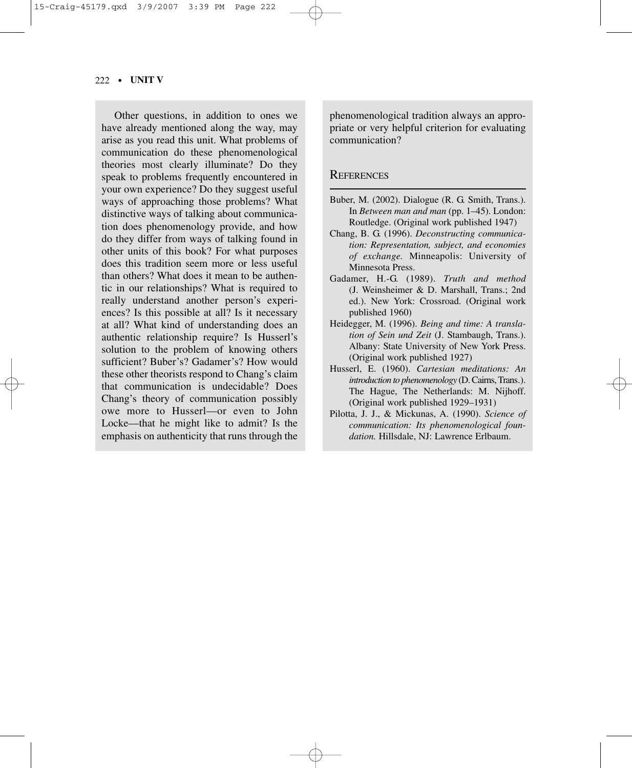Other questions, in addition to ones we have already mentioned along the way, may arise as you read this unit. What problems of communication do these phenomenological theories most clearly illuminate? Do they speak to problems frequently encountered in your own experience? Do they suggest useful ways of approaching those problems? What distinctive ways of talking about communication does phenomenology provide, and how do they differ from ways of talking found in other units of this book? For what purposes does this tradition seem more or less useful than others? What does it mean to be authentic in our relationships? What is required to really understand another person's experiences? Is this possible at all? Is it necessary at all? What kind of understanding does an authentic relationship require? Is Husserl's solution to the problem of knowing others sufficient? Buber's? Gadamer's? How would these other theorists respond to Chang's claim that communication is undecidable? Does Chang's theory of communication possibly owe more to Husserl—or even to John Locke—that he might like to admit? Is the emphasis on authenticity that runs through the phenomenological tradition always an appropriate or very helpful criterion for evaluating communication?

## References

Buber, M. (2002). Dialogue (R. G. Smith, Trans.). In *Between man and man* (pp. 1–45). London: Routledge. (Original work published 1947)

Chang, B. G. (1996). *Deconstructing communication: Representation, subject, and economies of exchange.* Minneapolis: University of Minnesota Press.

Gadamer, H.-G. (1989). *Truth and method* (J. Weinsheimer & D. Marshall, Trans.; 2nd ed.). New York: Crossroad. (Original work published 1960)

Heidegger, M. (1996). *Being and time: A translation of Sein und Zeit* (J. Stambaugh, Trans.). Albany: State University of New York Press. (Original work published 1927)

Husserl, E. (1960). *Cartesian meditations: An introduction to phenomenology* (D. Cairns, Trans.). The Hague, The Netherlands: M. Nijhoff. (Original work published 1929–1931)

Pilotta, J. J., & Mickunas, A. (1990). *Science of communication: Its phenomenological foundation.* Hillsdale, NJ: Lawrence Erlbaum.